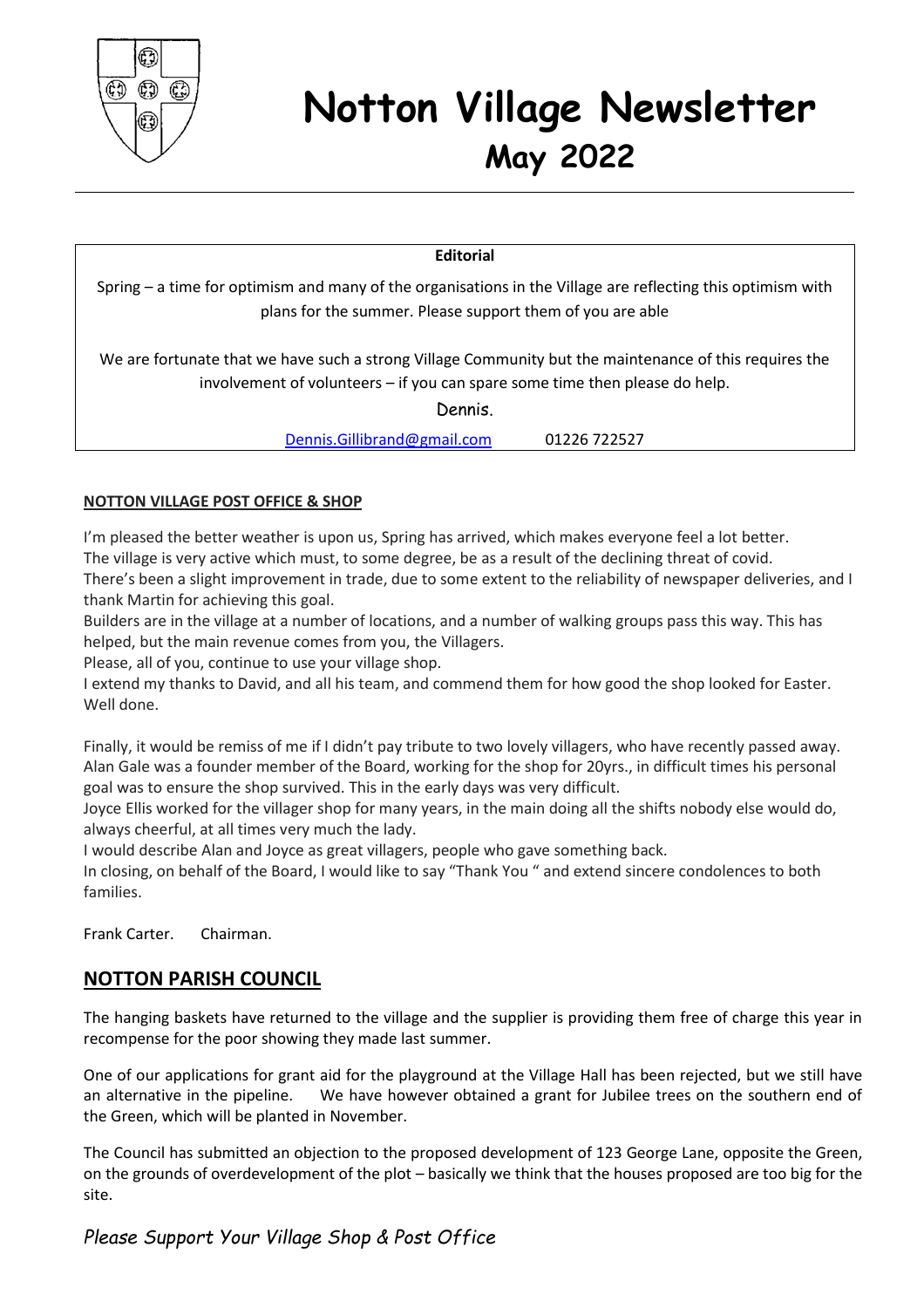# Notton Village Newsletter
## May 2022

**Editorial**

Spring – a time for optimism and many of the organisations in the Village are reflecting this optimism with plans for the summer. Please support them of you are able

We are fortunate that we have such a strong Village Community but the maintenance of this requires the involvement of volunteers – if you can spare some time then please do help.

Dennis.

Dennis.Gillibrand@gmail.com 01226 722527

**NOTTON VILLAGE POST OFFICE & SHOP**

I'm pleased the better weather is upon us, Spring has arrived, which makes everyone feel a lot better.
The village is very active which must, to some degree, be as a result of the declining threat of covid.
There's been a slight improvement in trade, due to some extent to the reliability of newspaper deliveries, and I thank Martin for achieving this goal.
Builders are in the village at a number of locations, and a number of walking groups pass this way. This has helped, but the main revenue comes from you, the Villagers.
Please, all of you, continue to use your village shop.
I extend my thanks to David, and all his team, and commend them for how good the shop looked for Easter. Well done.

Finally, it would be remiss of me if I didn't pay tribute to two lovely villagers, who have recently passed away.
Alan Gale was a founder member of the Board, working for the shop for 20yrs., in difficult times his personal goal was to ensure the shop survived. This in the early days was very difficult.
Joyce Ellis worked for the villager shop for many years, in the main doing all the shifts nobody else would do, always cheerful, at all times very much the lady.
I would describe Alan and Joyce as great villagers, people who gave something back.
In closing, on behalf of the Board, I would like to say "Thank You " and extend sincere condolences to both families.

Frank Carter. Chairman.

## NOTTON PARISH COUNCIL

The hanging baskets have returned to the village and the supplier is providing them free of charge this year in recompense for the poor showing they made last summer.

One of our applications for grant aid for the playground at the Village Hall has been rejected, but we still have an alternative in the pipeline. We have however obtained a grant for Jubilee trees on the southern end of the Green, which will be planted in November.

The Council has submitted an objection to the proposed development of 123 George Lane, opposite the Green, on the grounds of overdevelopment of the plot – basically we think that the houses proposed are too big for the site.

*Please Support Your Village Shop & Post Office*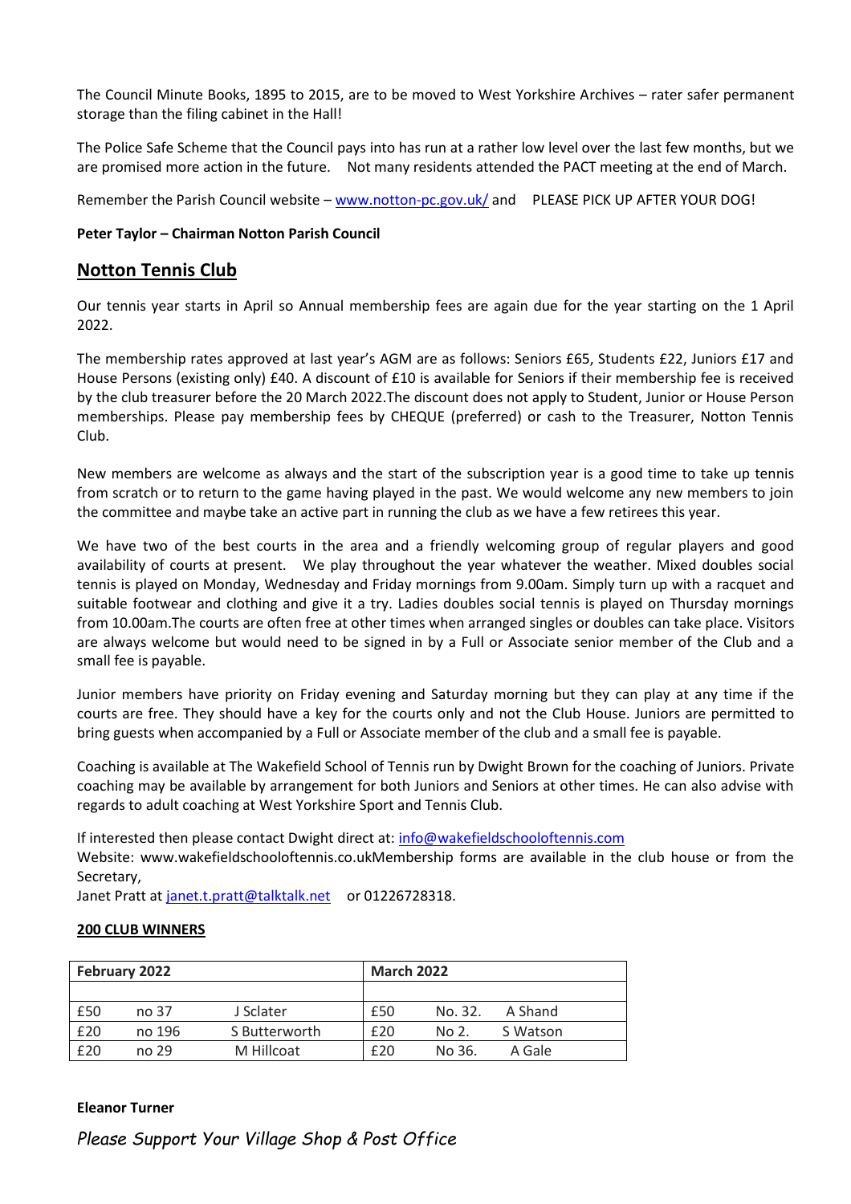The Council Minute Books, 1895 to 2015, are to be moved to West Yorkshire Archives – rater safer permanent storage than the filing cabinet in the Hall!

The Police Safe Scheme that the Council pays into has run at a rather low level over the last few months, but we are promised more action in the future.  Not many residents attended the PACT meeting at the end of March.

Remember the Parish Council website – [www.notton-pc.gov.uk/](www.notton-pc.gov.uk/) and  PLEASE PICK UP AFTER YOUR DOG!

**Peter Taylor – Chairman Notton Parish Council**

## Notton Tennis Club

Our tennis year starts in April so Annual membership fees are again due for the year starting on the 1 April 2022.

The membership rates approved at last year's AGM are as follows: Seniors £65, Students £22, Juniors £17 and House Persons (existing only) £40. A discount of £10 is available for Seniors if their membership fee is received by the club treasurer before the 20 March 2022.The discount does not apply to Student, Junior or House Person memberships. Please pay membership fees by CHEQUE (preferred) or cash to the Treasurer, Notton Tennis Club.

New members are welcome as always and the start of the subscription year is a good time to take up tennis from scratch or to return to the game having played in the past. We would welcome any new members to join the committee and maybe take an active part in running the club as we have a few retirees this year.

We have two of the best courts in the area and a friendly welcoming group of regular players and good availability of courts at present.  We play throughout the year whatever the weather. Mixed doubles social tennis is played on Monday, Wednesday and Friday mornings from 9.00am. Simply turn up with a racquet and suitable footwear and clothing and give it a try. Ladies doubles social tennis is played on Thursday mornings from 10.00am.The courts are often free at other times when arranged singles or doubles can take place. Visitors are always welcome but would need to be signed in by a Full or Associate senior member of the Club and a small fee is payable.

Junior members have priority on Friday evening and Saturday morning but they can play at any time if the courts are free. They should have a key for the courts only and not the Club House. Juniors are permitted to bring guests when accompanied by a Full or Associate member of the club and a small fee is payable.

Coaching is available at The Wakefield School of Tennis run by Dwight Brown for the coaching of Juniors. Private coaching may be available by arrangement for both Juniors and Seniors at other times. He can also advise with regards to adult coaching at West Yorkshire Sport and Tennis Club.

If interested then please contact Dwight direct at: [info@wakefieldschooloftennis.com](mailto:info@wakefieldschooloftennis.com)
Website: www.wakefieldschooloftennis.co.ukMembership forms are available in the club house or from the Secretary,
Janet Pratt at [janet.t.pratt@talktalk.net](mailto:janet.t.pratt@talktalk.net)  or 01226728318.

**200 CLUB WINNERS**

| February 2022 | | | March 2022 | | |
|---|---|---|---|---|---|
| | | | | | |
| £50 | no 37 | J Sclater | £50 | No. 32. | A Shand |
| £20 | no 196 | S Butterworth | £20 | No 2. | S Watson |
| £20 | no 29 | M Hillcoat | £20 | No 36. | A Gale |

**Eleanor Turner**

*Please Support Your Village Shop & Post Office*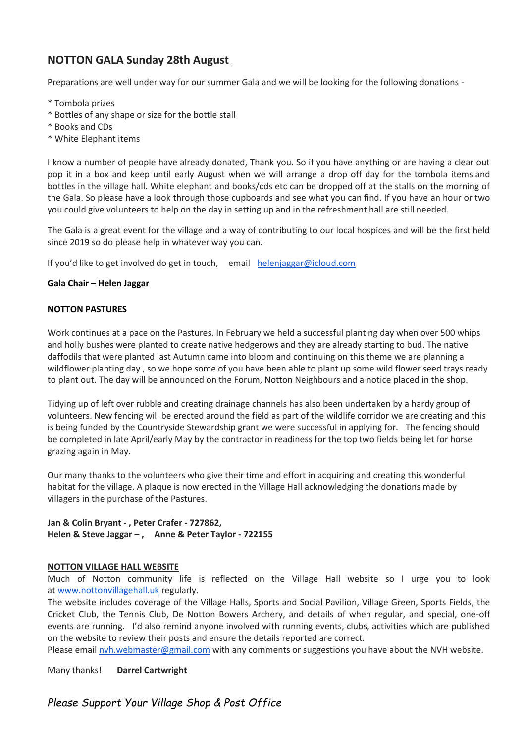## NOTTON GALA Sunday 28th August

Preparations are well under way for our summer Gala and we will be looking for the following donations -

* Tombola prizes
* Bottles of any shape or size for the bottle stall
* Books and CDs
* White Elephant items

I know a number of people have already donated, Thank you. So if you have anything or are having a clear out pop it in a box and keep until early August when we will arrange a drop off day for the tombola items and bottles in the village hall. White elephant and books/cds etc can be dropped off at the stalls on the morning of the Gala. So please have a look through those cupboards and see what you can find. If you have an hour or two you could give volunteers to help on the day in setting up and in the refreshment hall are still needed.

The Gala is a great event for the village and a way of contributing to our local hospices and will be the first held since 2019 so do please help in whatever way you can.

If you'd like to get involved do get in touch, email helenjaggar@icloud.com

**Gala Chair – Helen Jaggar**

## NOTTON PASTURES

Work continues at a pace on the Pastures. In February we held a successful planting day when over 500 whips and holly bushes were planted to create native hedgerows and they are already starting to bud. The native daffodils that were planted last Autumn came into bloom and continuing on this theme we are planning a wildflower planting day , so we hope some of you have been able to plant up some wild flower seed trays ready to plant out. The day will be announced on the Forum, Notton Neighbours and a notice placed in the shop.

Tidying up of left over rubble and creating drainage channels has also been undertaken by a hardy group of volunteers. New fencing will be erected around the field as part of the wildlife corridor we are creating and this is being funded by the Countryside Stewardship grant we were successful in applying for. The fencing should be completed in late April/early May by the contractor in readiness for the top two fields being let for horse grazing again in May.

Our many thanks to the volunteers who give their time and effort in acquiring and creating this wonderful habitat for the village. A plaque is now erected in the Village Hall acknowledging the donations made by villagers in the purchase of the Pastures.

**Jan & Colin Bryant - , Peter Crafer - 727862,**
**Helen & Steve Jaggar – , Anne & Peter Taylor - 722155**

## NOTTON VILLAGE HALL WEBSITE

Much of Notton community life is reflected on the Village Hall website so I urge you to look at www.nottonvillagehall.uk regularly.

The website includes coverage of the Village Halls, Sports and Social Pavilion, Village Green, Sports Fields, the Cricket Club, the Tennis Club, De Notton Bowers Archery, and details of when regular, and special, one-off events are running. I'd also remind anyone involved with running events, clubs, activities which are published on the website to review their posts and ensure the details reported are correct.

Please email nvh.webmaster@gmail.com with any comments or suggestions you have about the NVH website.

Many thanks! **Darrel Cartwright**

*Please Support Your Village Shop & Post Office*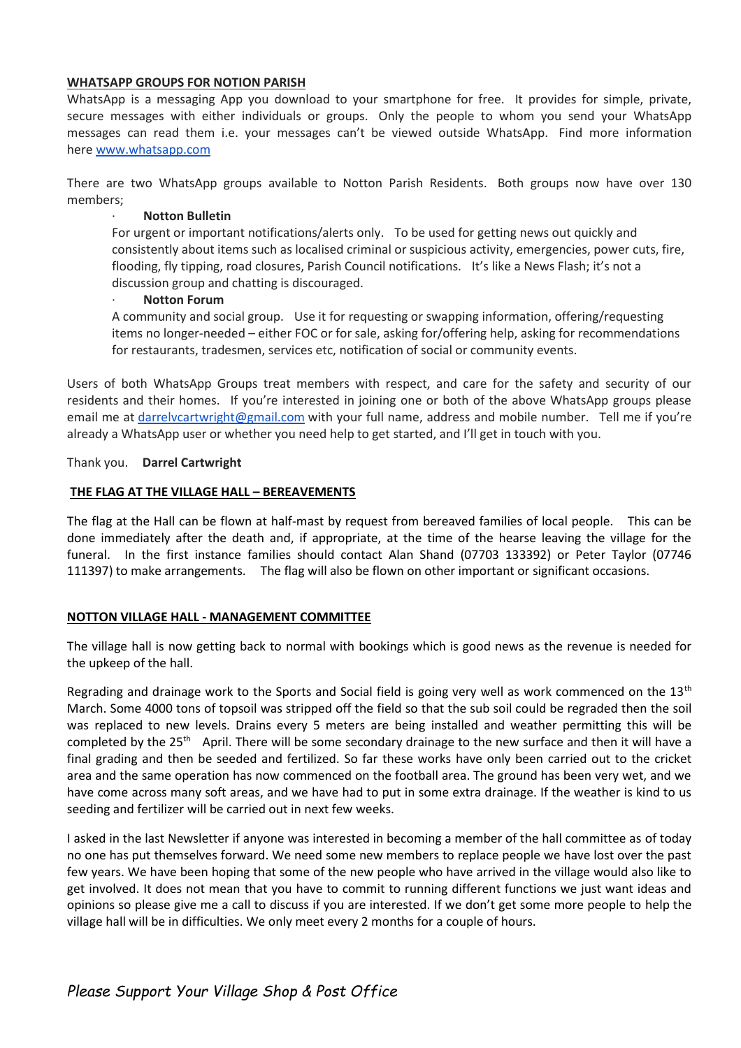**WHATSAPP GROUPS FOR NOTION PARISH**

WhatsApp is a messaging App you download to your smartphone for free. It provides for simple, private, secure messages with either individuals or groups. Only the people to whom you send your WhatsApp messages can read them i.e. your messages can't be viewed outside WhatsApp. Find more information here www.whatsapp.com

There are two WhatsApp groups available to Notton Parish Residents. Both groups now have over 130 members;

- **Notton Bulletin**
  For urgent or important notifications/alerts only. To be used for getting news out quickly and consistently about items such as localised criminal or suspicious activity, emergencies, power cuts, fire, flooding, fly tipping, road closures, Parish Council notifications. It's like a News Flash; it's not a discussion group and chatting is discouraged.
- **Notton Forum**
  A community and social group. Use it for requesting or swapping information, offering/requesting items no longer-needed – either FOC or for sale, asking for/offering help, asking for recommendations for restaurants, tradesmen, services etc, notification of social or community events.

Users of both WhatsApp Groups treat members with respect, and care for the safety and security of our residents and their homes. If you're interested in joining one or both of the above WhatsApp groups please email me at darrelvcartwright@gmail.com with your full name, address and mobile number. Tell me if you're already a WhatsApp user or whether you need help to get started, and I'll get in touch with you.

Thank you. **Darrel Cartwright**

**THE FLAG AT THE VILLAGE HALL – BEREAVEMENTS**

The flag at the Hall can be flown at half-mast by request from bereaved families of local people. This can be done immediately after the death and, if appropriate, at the time of the hearse leaving the village for the funeral. In the first instance families should contact Alan Shand (07703 133392) or Peter Taylor (07746 111397) to make arrangements. The flag will also be flown on other important or significant occasions.

**NOTTON VILLAGE HALL - MANAGEMENT COMMITTEE**

The village hall is now getting back to normal with bookings which is good news as the revenue is needed for the upkeep of the hall.

Regrading and drainage work to the Sports and Social field is going very well as work commenced on the 13th March. Some 4000 tons of topsoil was stripped off the field so that the sub soil could be regraded then the soil was replaced to new levels. Drains every 5 meters are being installed and weather permitting this will be completed by the 25th April. There will be some secondary drainage to the new surface and then it will have a final grading and then be seeded and fertilized. So far these works have only been carried out to the cricket area and the same operation has now commenced on the football area. The ground has been very wet, and we have come across many soft areas, and we have had to put in some extra drainage. If the weather is kind to us seeding and fertilizer will be carried out in next few weeks.

I asked in the last Newsletter if anyone was interested in becoming a member of the hall committee as of today no one has put themselves forward. We need some new members to replace people we have lost over the past few years. We have been hoping that some of the new people who have arrived in the village would also like to get involved. It does not mean that you have to commit to running different functions we just want ideas and opinions so please give me a call to discuss if you are interested. If we don't get some more people to help the village hall will be in difficulties. We only meet every 2 months for a couple of hours.

*Please Support Your Village Shop & Post Office*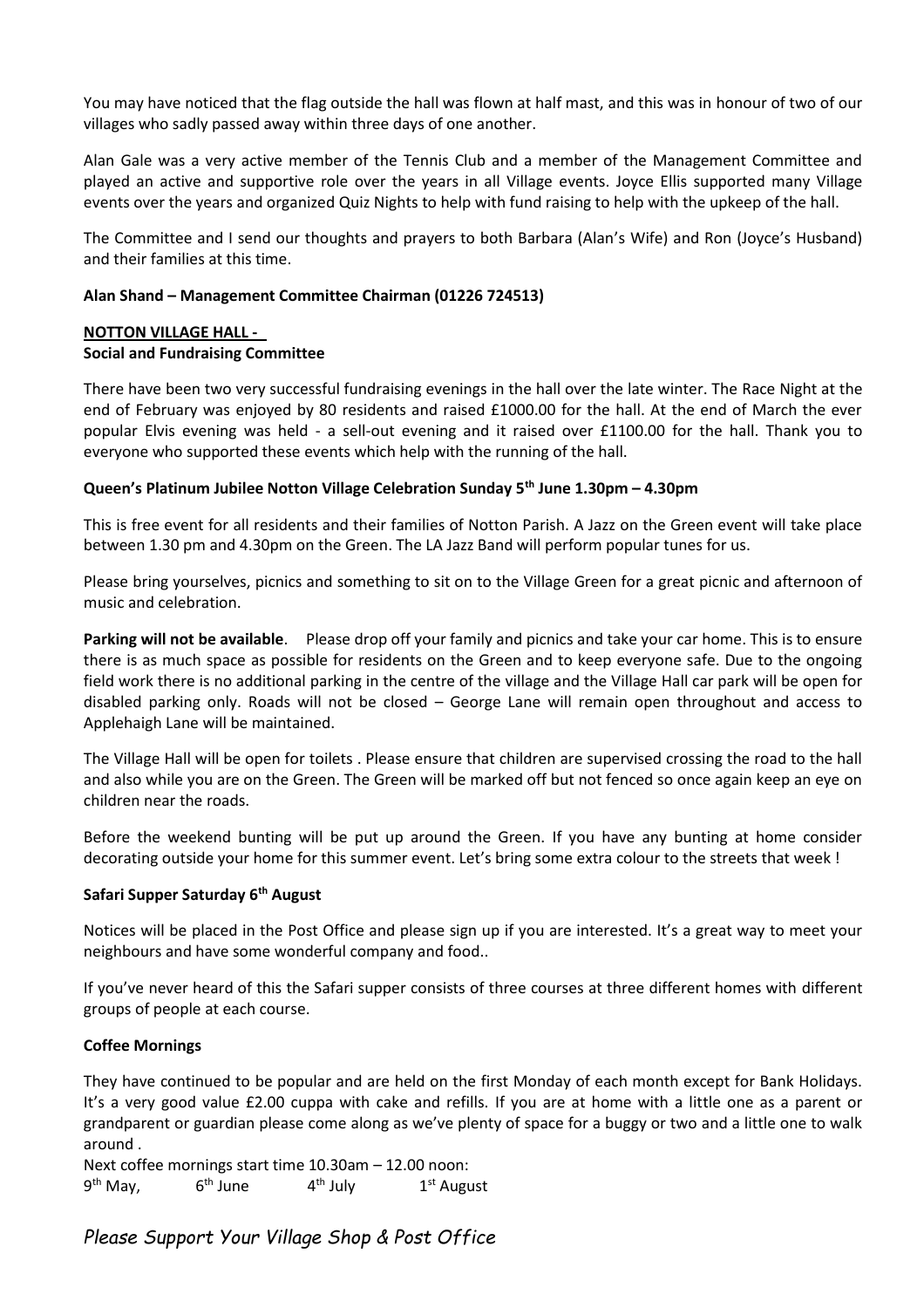You may have noticed that the flag outside the hall was flown at half mast, and this was in honour of two of our villages who sadly passed away within three days of one another.

Alan Gale was a very active member of the Tennis Club and a member of the Management Committee and played an active and supportive role over the years in all Village events. Joyce Ellis supported many Village events over the years and organized Quiz Nights to help with fund raising to help with the upkeep of the hall.

The Committee and I send our thoughts and prayers to both Barbara (Alan's Wife) and Ron (Joyce's Husband) and their families at this time.

**Alan Shand – Management Committee Chairman (01226 724513)**

**NOTTON VILLAGE HALL -**
**Social and Fundraising Committee**

There have been two very successful fundraising evenings in the hall over the late winter. The Race Night at the end of February was enjoyed by 80 residents and raised £1000.00 for the hall. At the end of March the ever popular Elvis evening was held - a sell-out evening and it raised over £1100.00 for the hall. Thank you to everyone who supported these events which help with the running of the hall.

**Queen's Platinum Jubilee Notton Village Celebration Sunday 5th June 1.30pm – 4.30pm**

This is free event for all residents and their families of Notton Parish. A Jazz on the Green event will take place between 1.30 pm and 4.30pm on the Green. The LA Jazz Band will perform popular tunes for us.

Please bring yourselves, picnics and something to sit on to the Village Green for a great picnic and afternoon of music and celebration.

**Parking will not be available**. Please drop off your family and picnics and take your car home. This is to ensure there is as much space as possible for residents on the Green and to keep everyone safe. Due to the ongoing field work there is no additional parking in the centre of the village and the Village Hall car park will be open for disabled parking only. Roads will not be closed – George Lane will remain open throughout and access to Applehaigh Lane will be maintained.

The Village Hall will be open for toilets . Please ensure that children are supervised crossing the road to the hall and also while you are on the Green. The Green will be marked off but not fenced so once again keep an eye on children near the roads.

Before the weekend bunting will be put up around the Green. If you have any bunting at home consider decorating outside your home for this summer event. Let's bring some extra colour to the streets that week !

**Safari Supper Saturday 6th August**

Notices will be placed in the Post Office and please sign up if you are interested. It's a great way to meet your neighbours and have some wonderful company and food..

If you've never heard of this the Safari supper consists of three courses at three different homes with different groups of people at each course.

**Coffee Mornings**

They have continued to be popular and are held on the first Monday of each month except for Bank Holidays. It's a very good value £2.00 cuppa with cake and refills. If you are at home with a little one as a parent or grandparent or guardian please come along as we've plenty of space for a buggy or two and a little one to walk around .

Next coffee mornings start time 10.30am – 12.00 noon:
9th May, 6th June 4th July 1st August

*Please Support Your Village Shop & Post Office*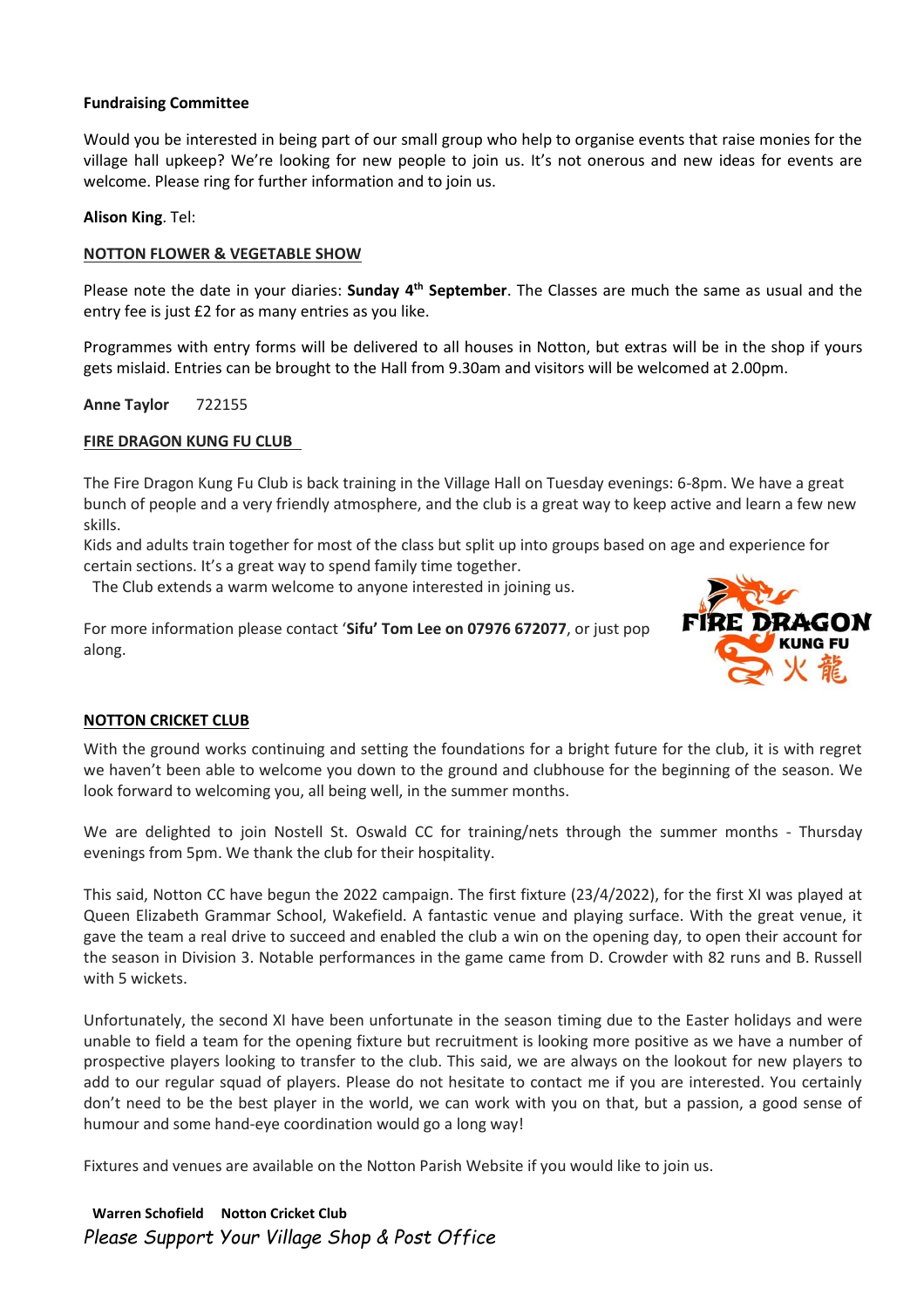**Fundraising Committee**

Would you be interested in being part of our small group who help to organise events that raise monies for the village hall upkeep? We're looking for new people to join us. It's not onerous and new ideas for events are welcome. Please ring for further information and to join us.

**Alison King**. Tel:

**NOTTON FLOWER & VEGETABLE SHOW**

Please note the date in your diaries: **Sunday 4th September**. The Classes are much the same as usual and the entry fee is just £2 for as many entries as you like.

Programmes with entry forms will be delivered to all houses in Notton, but extras will be in the shop if yours gets mislaid. Entries can be brought to the Hall from 9.30am and visitors will be welcomed at 2.00pm.

**Anne Taylor** 722155

**FIRE DRAGON KUNG FU CLUB**

The Fire Dragon Kung Fu Club is back training in the Village Hall on Tuesday evenings: 6-8pm. We have a great bunch of people and a very friendly atmosphere, and the club is a great way to keep active and learn a few new skills.

Kids and adults train together for most of the class but split up into groups based on age and experience for certain sections. It's a great way to spend family time together.

The Club extends a warm welcome to anyone interested in joining us.

For more information please contact '**Sifu' Tom Lee on 07976 672077**, or just pop along.

FIRE DRAGON KUNG FU 火龍

**NOTTON CRICKET CLUB**

With the ground works continuing and setting the foundations for a bright future for the club, it is with regret we haven't been able to welcome you down to the ground and clubhouse for the beginning of the season. We look forward to welcoming you, all being well, in the summer months.

We are delighted to join Nostell St. Oswald CC for training/nets through the summer months - Thursday evenings from 5pm. We thank the club for their hospitality.

This said, Notton CC have begun the 2022 campaign. The first fixture (23/4/2022), for the first XI was played at Queen Elizabeth Grammar School, Wakefield. A fantastic venue and playing surface. With the great venue, it gave the team a real drive to succeed and enabled the club a win on the opening day, to open their account for the season in Division 3. Notable performances in the game came from D. Crowder with 82 runs and B. Russell with 5 wickets.

Unfortunately, the second XI have been unfortunate in the season timing due to the Easter holidays and were unable to field a team for the opening fixture but recruitment is looking more positive as we have a number of prospective players looking to transfer to the club. This said, we are always on the lookout for new players to add to our regular squad of players. Please do not hesitate to contact me if you are interested. You certainly don't need to be the best player in the world, we can work with you on that, but a passion, a good sense of humour and some hand-eye coordination would go a long way!

Fixtures and venues are available on the Notton Parish Website if you would like to join us.

**Warren Schofield Notton Cricket Club**

*Please Support Your Village Shop & Post Office*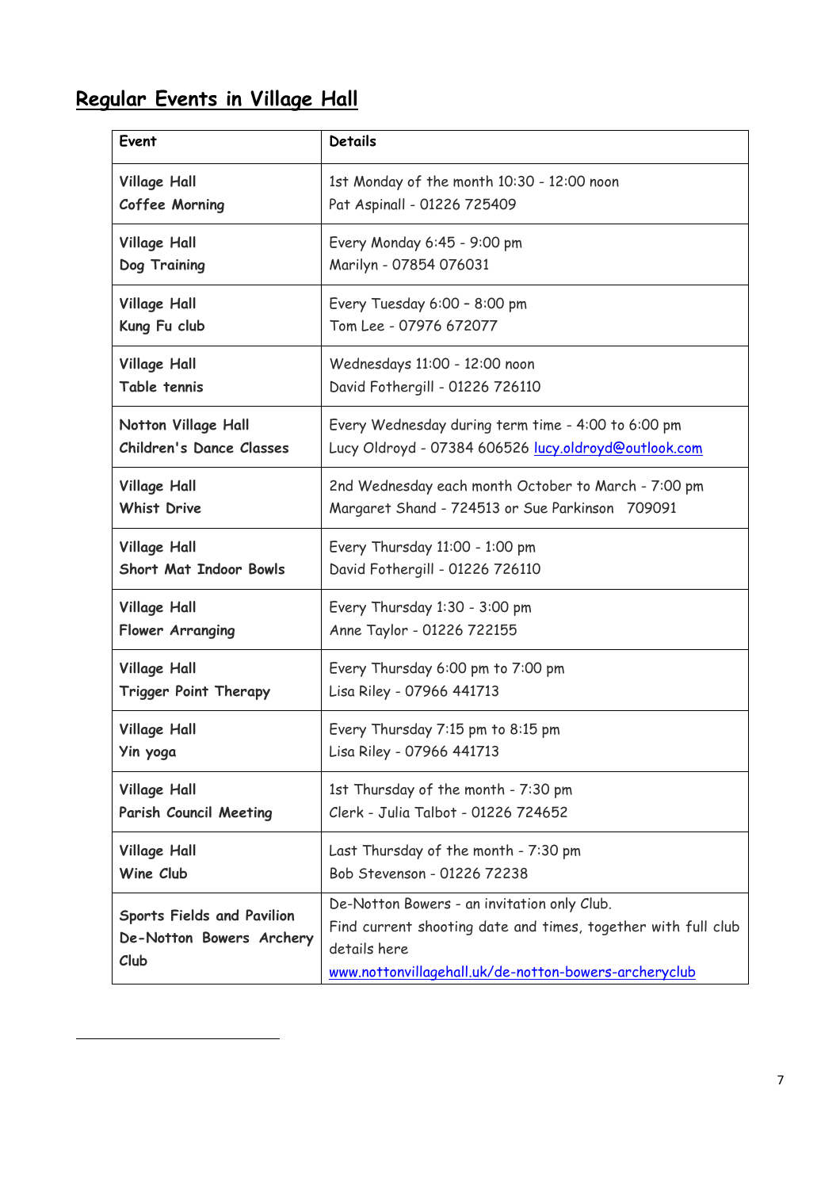## Regular Events in Village Hall

| Event | Details |
|---|---|
| **Village Hall**<br>**Coffee Morning** | 1st Monday of the month 10:30 - 12:00 noon<br>Pat Aspinall - 01226 725409 |
| **Village Hall**<br>**Dog Training** | Every Monday 6:45 - 9:00 pm<br>Marilyn - 07854 076031 |
| **Village Hall**<br>**Kung Fu club** | Every Tuesday 6:00 – 8:00 pm<br>Tom Lee - 07976 672077 |
| **Village Hall**<br>**Table tennis** | Wednesdays 11:00 - 12:00 noon<br>David Fothergill - 01226 726110 |
| **Notton Village Hall**<br>**Children's Dance Classes** | Every Wednesday during term time - 4:00 to 6:00 pm<br>Lucy Oldroyd - 07384 606526 lucy.oldroyd@outlook.com |
| **Village Hall**<br>**Whist Drive** | 2nd Wednesday each month October to March - 7:00 pm<br>Margaret Shand - 724513 or Sue Parkinson 709091 |
| **Village Hall**<br>**Short Mat Indoor Bowls** | Every Thursday 11:00 - 1:00 pm<br>David Fothergill - 01226 726110 |
| **Village Hall**<br>**Flower Arranging** | Every Thursday 1:30 - 3:00 pm<br>Anne Taylor - 01226 722155 |
| **Village Hall**<br>**Trigger Point Therapy** | Every Thursday 6:00 pm to 7:00 pm<br>Lisa Riley - 07966 441713 |
| **Village Hall**<br>**Yin yoga** | Every Thursday 7:15 pm to 8:15 pm<br>Lisa Riley - 07966 441713 |
| **Village Hall**<br>**Parish Council Meeting** | 1st Thursday of the month - 7:30 pm<br>Clerk - Julia Talbot - 01226 724652 |
| **Village Hall**<br>**Wine Club** | Last Thursday of the month - 7:30 pm<br>Bob Stevenson - 01226 72238 |
| **Sports Fields and Pavilion**<br>**De-Notton Bowers Archery Club** | De-Notton Bowers - an invitation only Club.<br>Find current shooting date and times, together with full club details here<br>www.nottonvillagehall.uk/de-notton-bowers-archeryclub |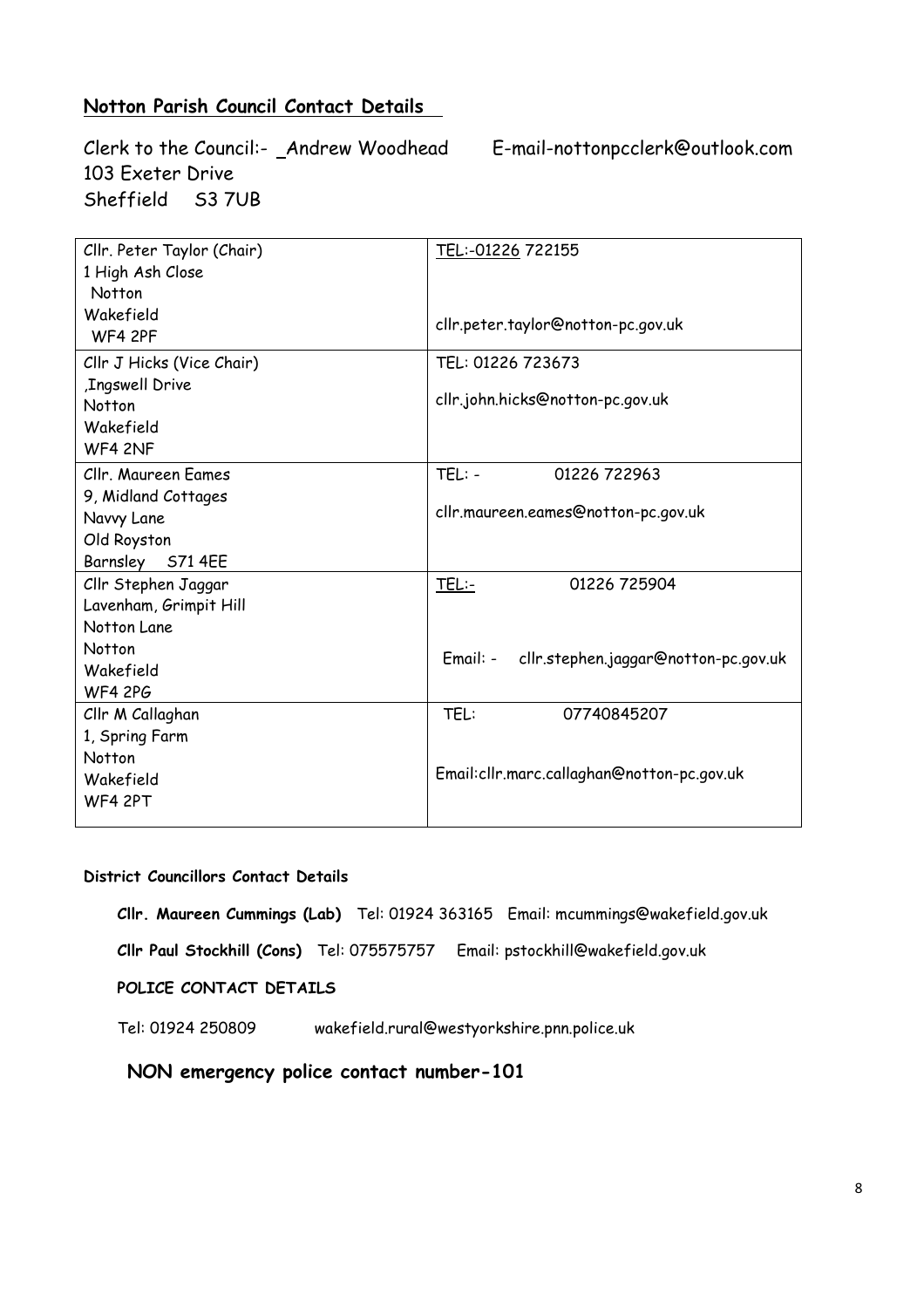## Notton Parish Council Contact Details

Clerk to the Council:- _Andrew Woodhead E-mail-nottonpcclerk@outlook.com
103 Exeter Drive
Sheffield S3 7UB

| | |
|---|---|
| Cllr. Peter Taylor (Chair)<br>1 High Ash Close<br>Notton<br>Wakefield<br>WF4 2PF | TEL:-01226 722155<br><br>cllr.peter.taylor@notton-pc.gov.uk |
| Cllr J Hicks (Vice Chair)<br>,Ingswell Drive<br>Notton<br>Wakefield<br>WF4 2NF | TEL: 01226 723673<br><br>cllr.john.hicks@notton-pc.gov.uk |
| Cllr. Maureen Eames<br>9, Midland Cottages<br>Navvy Lane<br>Old Royston<br>Barnsley S71 4EE | TEL: - 01226 722963<br><br>cllr.maureen.eames@notton-pc.gov.uk |
| Cllr Stephen Jaggar<br>Lavenham, Grimpit Hill<br>Notton Lane<br>Notton<br>Wakefield<br>WF4 2PG | TEL:- 01226 725904<br><br>Email: - cllr.stephen.jaggar@notton-pc.gov.uk |
| Cllr M Callaghan<br>1, Spring Farm<br>Notton<br>Wakefield<br>WF4 2PT | TEL: 07740845207<br><br>Email:cllr.marc.callaghan@notton-pc.gov.uk |

**District Councillors Contact Details**

**Cllr. Maureen Cummings (Lab)** Tel: 01924 363165 Email: mcummings@wakefield.gov.uk

**Cllr Paul Stockhill (Cons)** Tel: 075575757 Email: pstockhill@wakefield.gov.uk

**POLICE CONTACT DETAILS**

Tel: 01924 250809 wakefield.rural@westyorkshire.pnn.police.uk

**NON emergency police contact number-101**